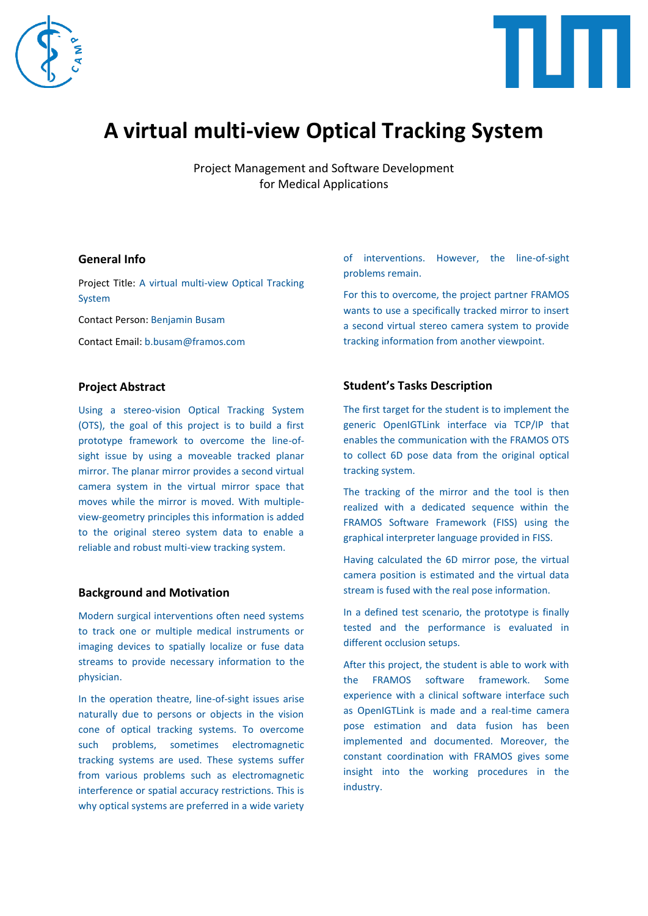# A virtual multi-view Optical Tracking System

Project Management and Software Development
for Medical Applications

## General Info

Project Title: A virtual multi-view Optical Tracking System

Contact Person: Benjamin Busam

Contact Email: b.busam@framos.com

## Project Abstract

Using a stereo-vision Optical Tracking System (OTS), the goal of this project is to build a first prototype framework to overcome the line-of-sight issue by using a moveable tracked planar mirror. The planar mirror provides a second virtual camera system in the virtual mirror space that moves while the mirror is moved. With multiple-view-geometry principles this information is added to the original stereo system data to enable a reliable and robust multi-view tracking system.

## Background and Motivation

Modern surgical interventions often need systems to track one or multiple medical instruments or imaging devices to spatially localize or fuse data streams to provide necessary information to the physician.

In the operation theatre, line-of-sight issues arise naturally due to persons or objects in the vision cone of optical tracking systems. To overcome such problems, sometimes electromagnetic tracking systems are used. These systems suffer from various problems such as electromagnetic interference or spatial accuracy restrictions. This is why optical systems are preferred in a wide variety of interventions. However, the line-of-sight problems remain.

For this to overcome, the project partner FRAMOS wants to use a specifically tracked mirror to insert a second virtual stereo camera system to provide tracking information from another viewpoint.

## Student's Tasks Description

The first target for the student is to implement the generic OpenIGTLink interface via TCP/IP that enables the communication with the FRAMOS OTS to collect 6D pose data from the original optical tracking system.

The tracking of the mirror and the tool is then realized with a dedicated sequence within the FRAMOS Software Framework (FISS) using the graphical interpreter language provided in FISS.

Having calculated the 6D mirror pose, the virtual camera position is estimated and the virtual data stream is fused with the real pose information.

In a defined test scenario, the prototype is finally tested and the performance is evaluated in different occlusion setups.

After this project, the student is able to work with the FRAMOS software framework. Some experience with a clinical software interface such as OpenIGTLink is made and a real-time camera pose estimation and data fusion has been implemented and documented. Moreover, the constant coordination with FRAMOS gives some insight into the working procedures in the industry.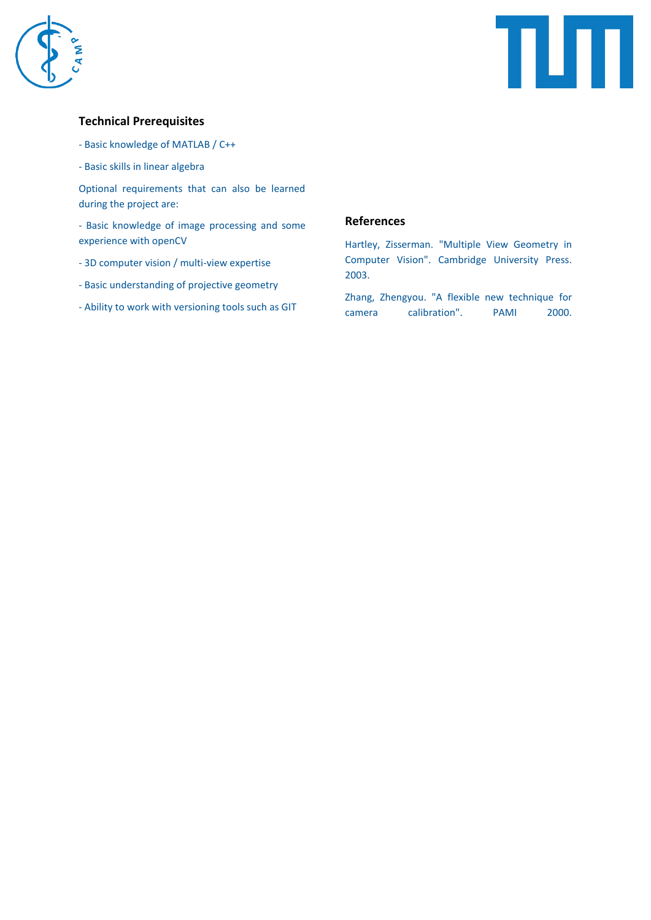## Technical Prerequisites

- Basic knowledge of MATLAB / C++

- Basic skills in linear algebra

Optional requirements that can also be learned during the project are:

- Basic knowledge of image processing and some experience with openCV

- 3D computer vision / multi-view expertise

- Basic understanding of projective geometry

- Ability to work with versioning tools such as GIT

## References

Hartley, Zisserman. "Multiple View Geometry in Computer Vision". Cambridge University Press. 2003.

Zhang, Zhengyou. "A flexible new technique for camera calibration". PAMI 2000.